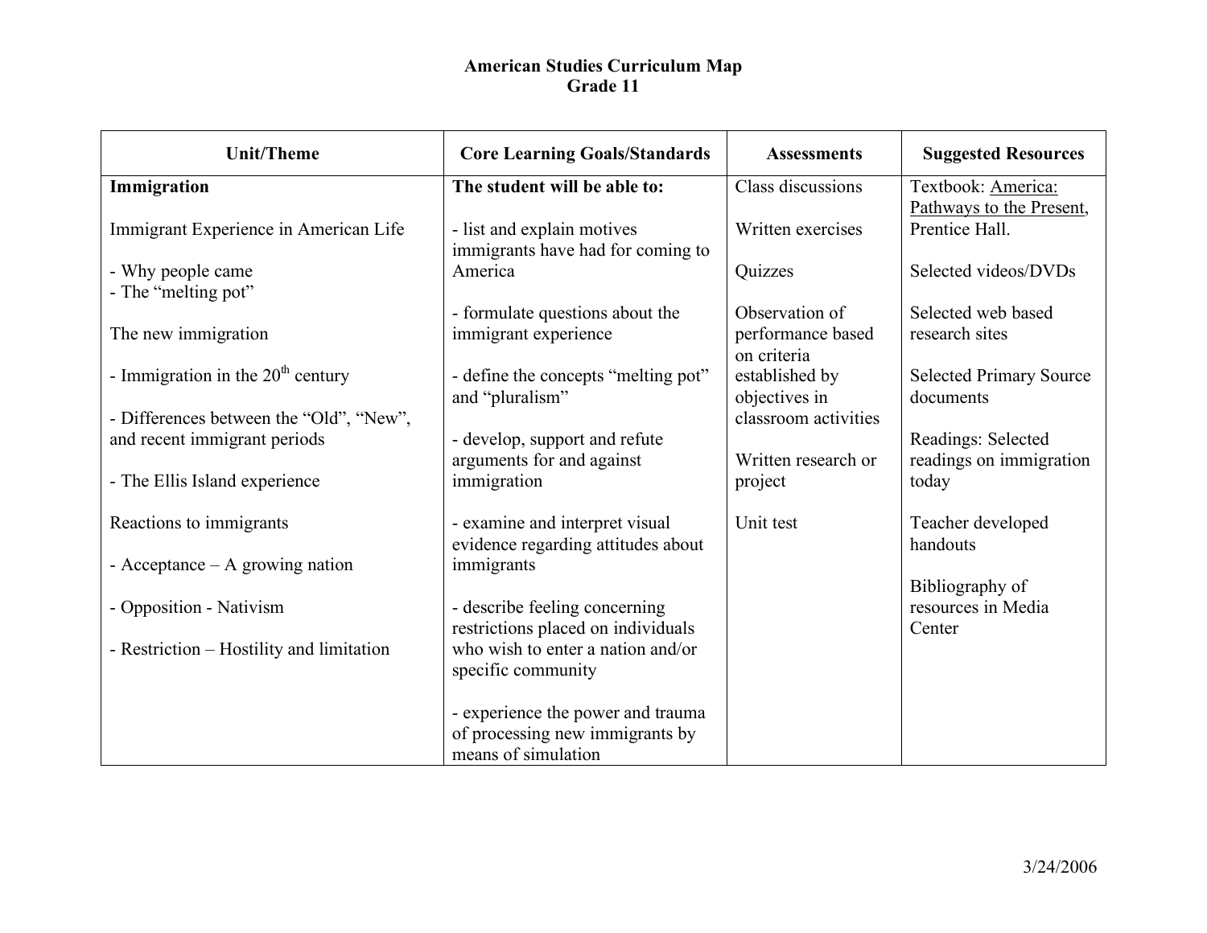# American Studies Curriculum Map
## Grade 11

| Unit/Theme | Core Learning Goals/Standards | Assessments | Suggested Resources |
|---|---|---|---|
| **Immigration**<br><br>Immigrant Experience in American Life<br><br>- Why people came<br>- The "melting pot"<br><br>The new immigration<br><br>- Immigration in the 20th century<br><br>- Differences between the "Old", "New", and recent immigrant periods<br><br>- The Ellis Island experience<br><br>Reactions to immigrants<br><br>- Acceptance – A growing nation<br><br>- Opposition - Nativism<br><br>- Restriction – Hostility and limitation | **The student will be able to:**<br><br>- list and explain motives immigrants have had for coming to America<br><br>- formulate questions about the immigrant experience<br><br>- define the concepts "melting pot" and "pluralism"<br><br>- develop, support and refute arguments for and against immigration<br><br>- examine and interpret visual evidence regarding attitudes about immigrants<br><br>- describe feeling concerning restrictions placed on individuals who wish to enter a nation and/or specific community<br><br>- experience the power and trauma of processing new immigrants by means of simulation | Class discussions<br><br>Written exercises<br><br>Quizzes<br><br>Observation of performance based on criteria established by objectives in classroom activities<br><br>Written research or project<br><br>Unit test | Textbook: America: Pathways to the Present, Prentice Hall.<br><br>Selected videos/DVDs<br><br>Selected web based research sites<br><br>Selected Primary Source documents<br><br>Readings: Selected readings on immigration today<br><br>Teacher developed handouts<br><br>Bibliography of resources in Media Center |

3/24/2006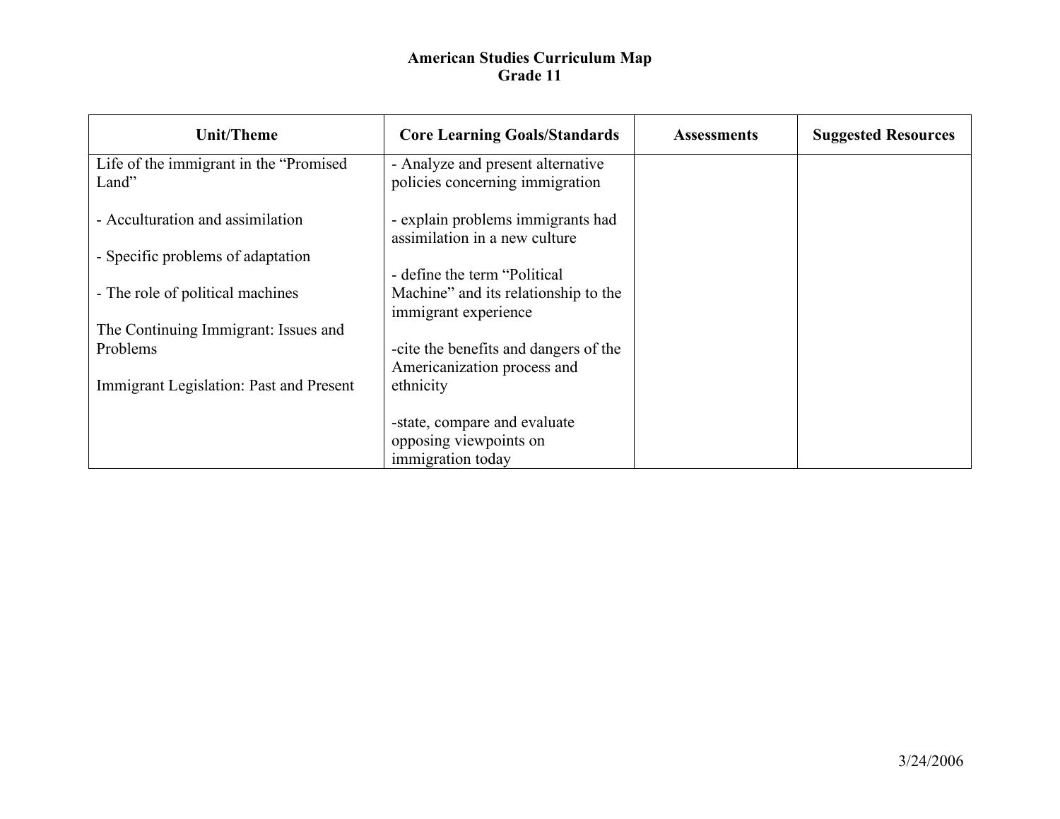**American Studies Curriculum Map**
**Grade 11**

| Unit/Theme | Core Learning Goals/Standards | Assessments | Suggested Resources |
|---|---|---|---|
| Life of the immigrant in the "Promised Land"<br><br>- Acculturation and assimilation<br><br>- Specific problems of adaptation<br><br>- The role of political machines<br><br>The Continuing Immigrant: Issues and Problems<br><br>Immigrant Legislation: Past and Present | - Analyze and present alternative policies concerning immigration<br><br>- explain problems immigrants had assimilation in a new culture<br><br>- define the term "Political Machine" and its relationship to the immigrant experience<br><br>-cite the benefits and dangers of the Americanization process and ethnicity<br><br>-state, compare and evaluate opposing viewpoints on immigration today | | |

3/24/2006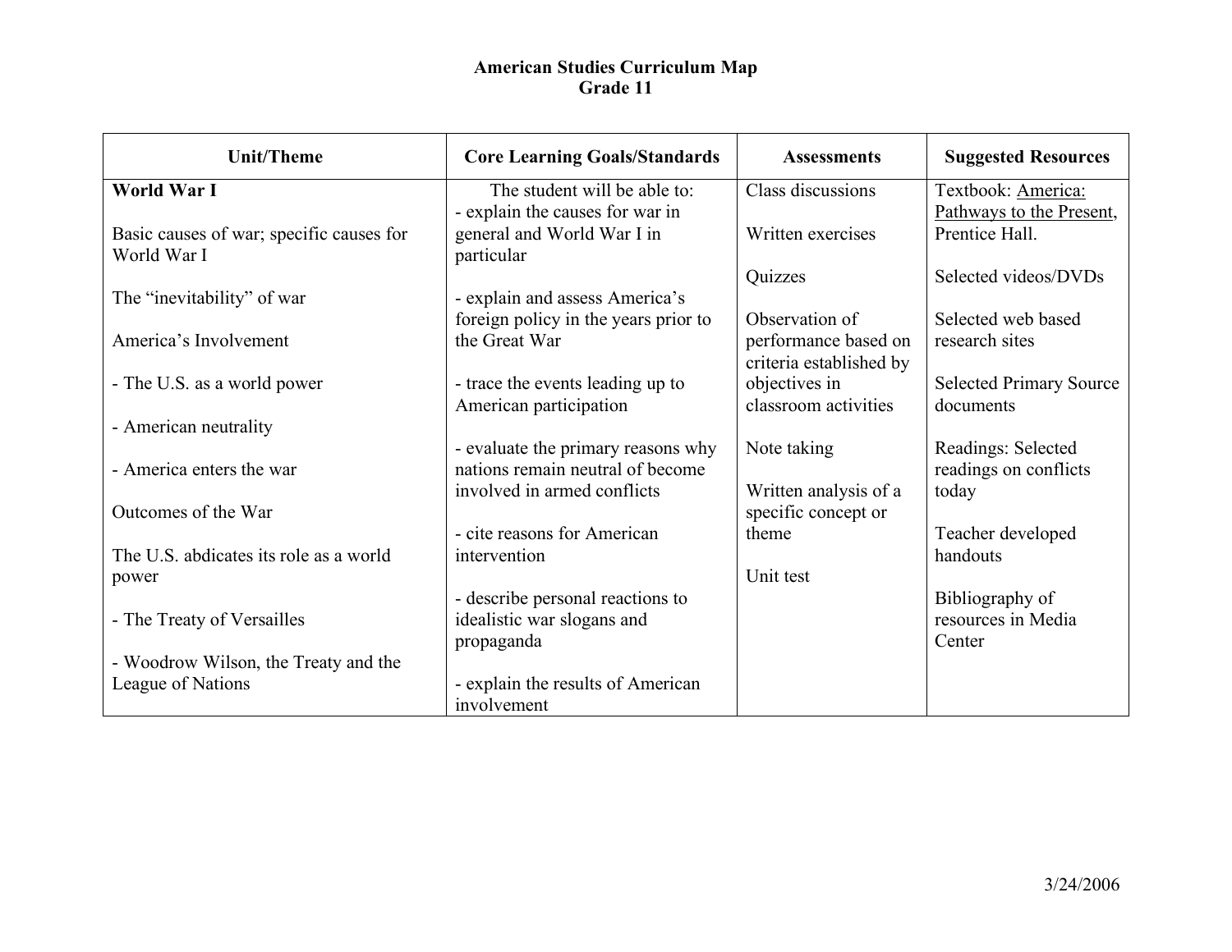# American Studies Curriculum Map
## Grade 11

| Unit/Theme | Core Learning Goals/Standards | Assessments | Suggested Resources |
|---|---|---|---|
| **World War I**<br><br>Basic causes of war; specific causes for World War I<br><br>The "inevitability" of war<br><br>America's Involvement<br><br>- The U.S. as a world power<br><br>- American neutrality<br><br>- America enters the war<br><br>Outcomes of the War<br><br>The U.S. abdicates its role as a world power<br><br>- The Treaty of Versailles<br><br>- Woodrow Wilson, the Treaty and the League of Nations | The student will be able to:<br>- explain the causes for war in general and World War I in particular<br><br>- explain and assess America's foreign policy in the years prior to the Great War<br><br>- trace the events leading up to American participation<br><br>- evaluate the primary reasons why nations remain neutral of become involved in armed conflicts<br><br>- cite reasons for American intervention<br><br>- describe personal reactions to idealistic war slogans and propaganda<br><br>- explain the results of American involvement | Class discussions<br><br>Written exercises<br><br>Quizzes<br><br>Observation of performance based on criteria established by objectives in classroom activities<br><br>Note taking<br><br>Written analysis of a specific concept or theme<br><br>Unit test | Textbook: America: Pathways to the Present, Prentice Hall.<br><br>Selected videos/DVDs<br><br>Selected web based research sites<br><br>Selected Primary Source documents<br><br>Readings: Selected readings on conflicts today<br><br>Teacher developed handouts<br><br>Bibliography of resources in Media Center |

3/24/2006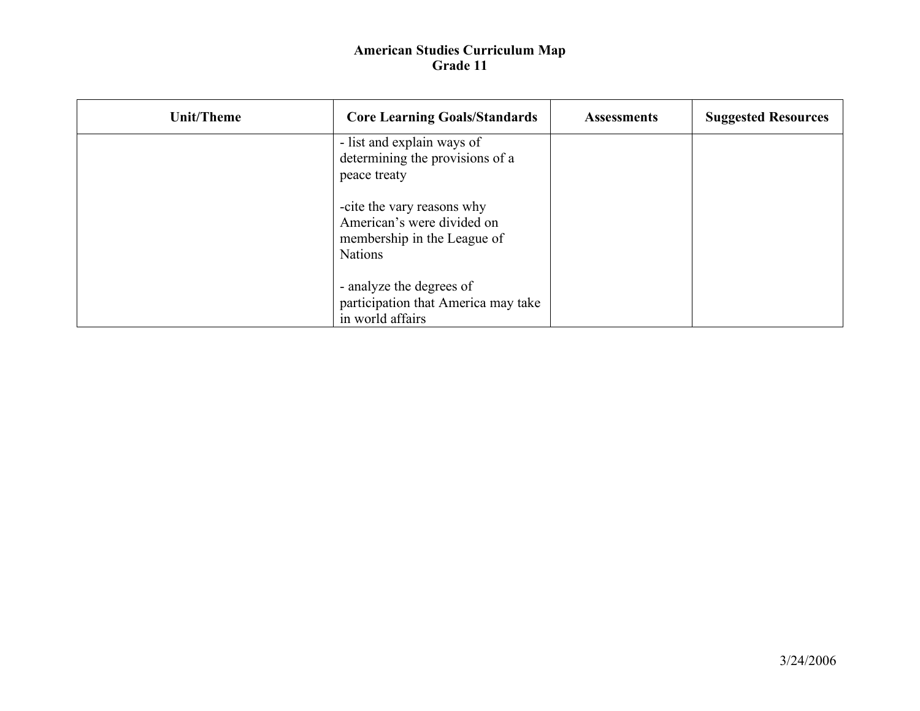# American Studies Curriculum Map
## Grade 11

| Unit/Theme | Core Learning Goals/Standards | Assessments | Suggested Resources |
|---|---|---|---|
| | - list and explain ways of determining the provisions of a peace treaty<br><br>-cite the vary reasons why American's were divided on membership in the League of Nations<br><br>- analyze the degrees of participation that America may take in world affairs | | |

3/24/2006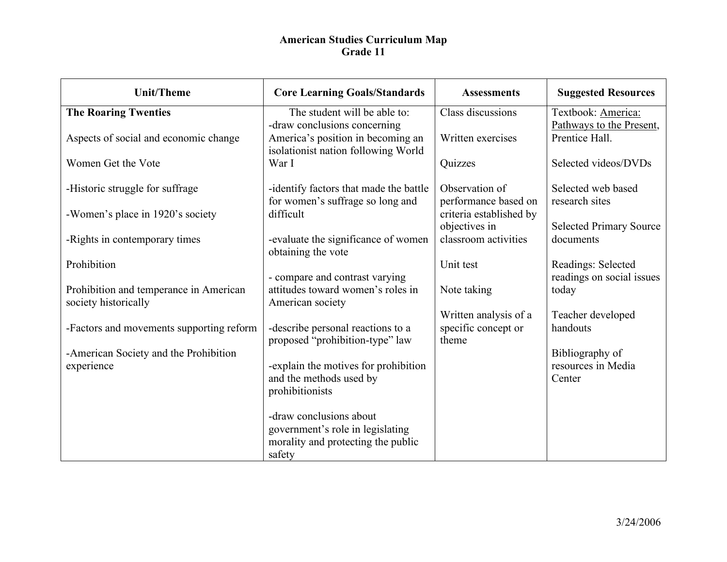# American Studies Curriculum Map
## Grade 11

| Unit/Theme | Core Learning Goals/Standards | Assessments | Suggested Resources |
|---|---|---|---|
| **The Roaring Twenties**<br><br>Aspects of social and economic change<br><br>Women Get the Vote<br><br>-Historic struggle for suffrage<br><br>-Women's place in 1920's society<br><br>-Rights in contemporary times<br><br>Prohibition<br><br>Prohibition and temperance in American society historically<br><br>-Factors and movements supporting reform<br><br>-American Society and the Prohibition experience | The student will be able to:<br>-draw conclusions concerning America's position in becoming an isolationist nation following World War I<br><br>-identify factors that made the battle for women's suffrage so long and difficult<br><br>-evaluate the significance of women obtaining the vote<br><br>- compare and contrast varying attitudes toward women's roles in American society<br><br>-describe personal reactions to a proposed "prohibition-type" law<br><br>-explain the motives for prohibition and the methods used by prohibitionists<br><br>-draw conclusions about government's role in legislating morality and protecting the public safety | Class discussions<br><br>Written exercises<br><br>Quizzes<br><br>Observation of performance based on criteria established by objectives in classroom activities<br><br>Unit test<br><br>Note taking<br><br>Written analysis of a specific concept or theme | Textbook: America: Pathways to the Present, Prentice Hall.<br><br>Selected videos/DVDs<br><br>Selected web based research sites<br><br>Selected Primary Source documents<br><br>Readings: Selected readings on social issues today<br><br>Teacher developed handouts<br><br>Bibliography of resources in Media Center |

3/24/2006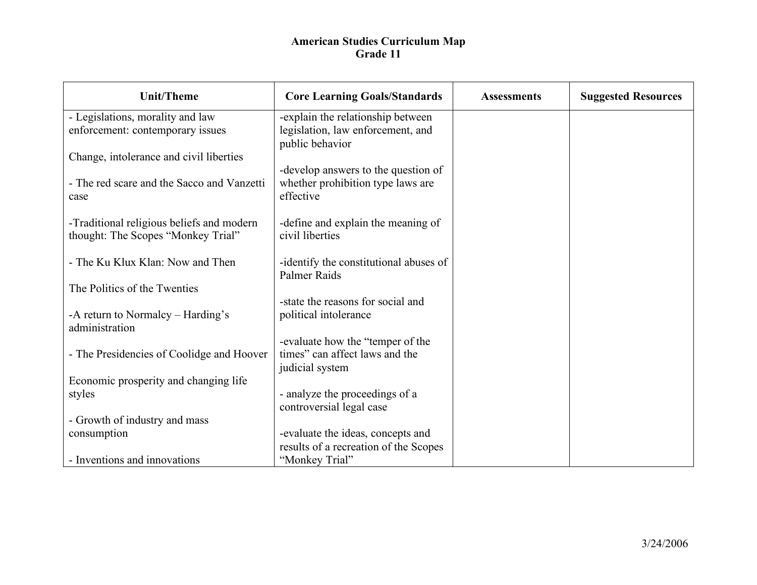# American Studies Curriculum Map
## Grade 11

| Unit/Theme | Core Learning Goals/Standards | Assessments | Suggested Resources |
|---|---|---|---|
| - Legislations, morality and law enforcement: contemporary issues<br><br>Change, intolerance and civil liberties<br><br>- The red scare and the Sacco and Vanzetti case<br><br>-Traditional religious beliefs and modern thought: The Scopes "Monkey Trial"<br><br>- The Ku Klux Klan: Now and Then<br><br>The Politics of the Twenties<br><br>-A return to Normalcy – Harding's administration<br><br>- The Presidencies of Coolidge and Hoover<br><br>Economic prosperity and changing life styles<br><br>- Growth of industry and mass consumption<br><br>- Inventions and innovations | -explain the relationship between legislation, law enforcement, and public behavior<br><br>-develop answers to the question of whether prohibition type laws are effective<br><br>-define and explain the meaning of civil liberties<br><br>-identify the constitutional abuses of Palmer Raids<br><br>-state the reasons for social and political intolerance<br><br>-evaluate how the "temper of the times" can affect laws and the judicial system<br><br>- analyze the proceedings of a controversial legal case<br><br>-evaluate the ideas, concepts and results of a recreation of the Scopes "Monkey Trial" | | |

3/24/2006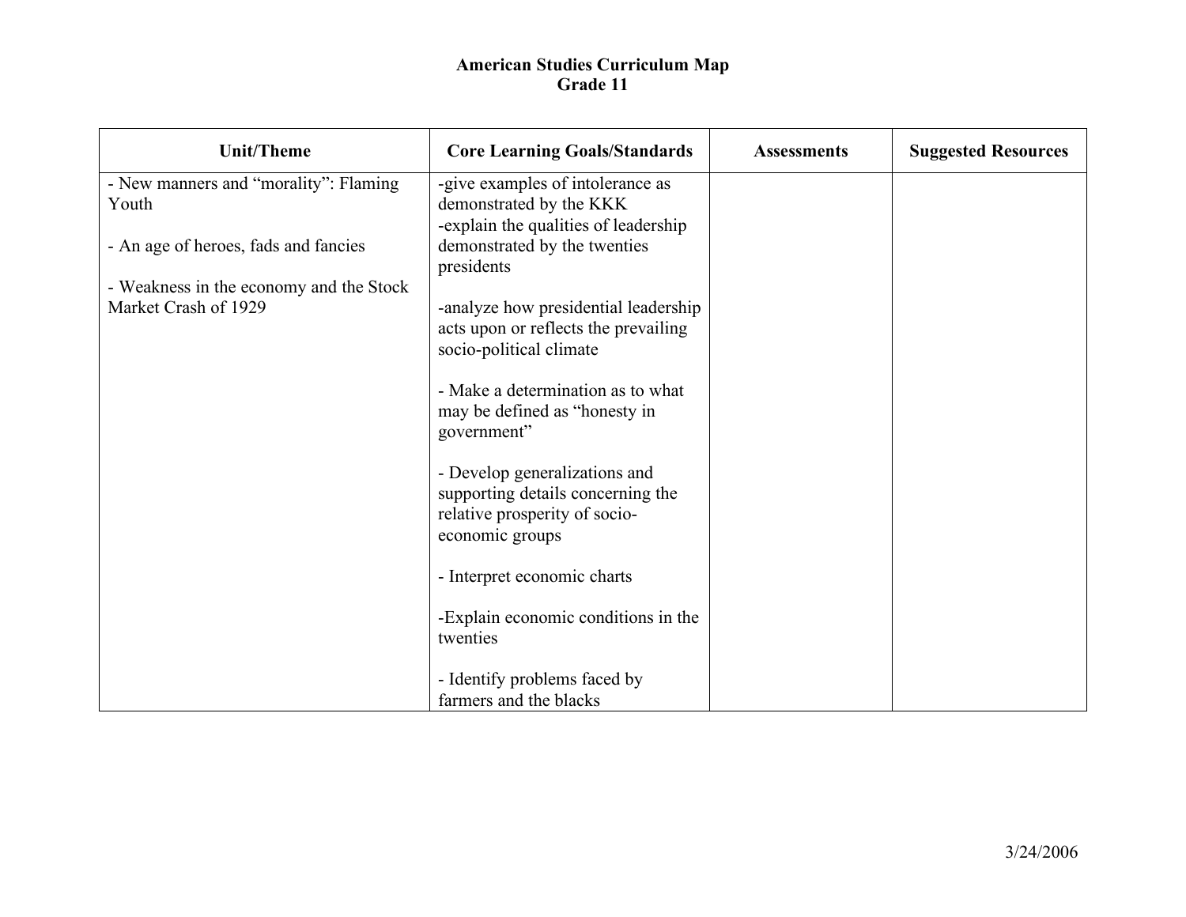# American Studies Curriculum Map
## Grade 11

| Unit/Theme | Core Learning Goals/Standards | Assessments | Suggested Resources |
|---|---|---|---|
| - New manners and "morality": Flaming Youth<br><br>- An age of heroes, fads and fancies<br><br>- Weakness in the economy and the Stock Market Crash of 1929 | -give examples of intolerance as demonstrated by the KKK<br>-explain the qualities of leadership demonstrated by the twenties presidents<br><br>-analyze how presidential leadership acts upon or reflects the prevailing socio-political climate<br><br>- Make a determination as to what may be defined as "honesty in government"<br><br>- Develop generalizations and supporting details concerning the relative prosperity of socio-economic groups<br><br>- Interpret economic charts<br><br>-Explain economic conditions in the twenties<br><br>- Identify problems faced by farmers and the blacks | | |

3/24/2006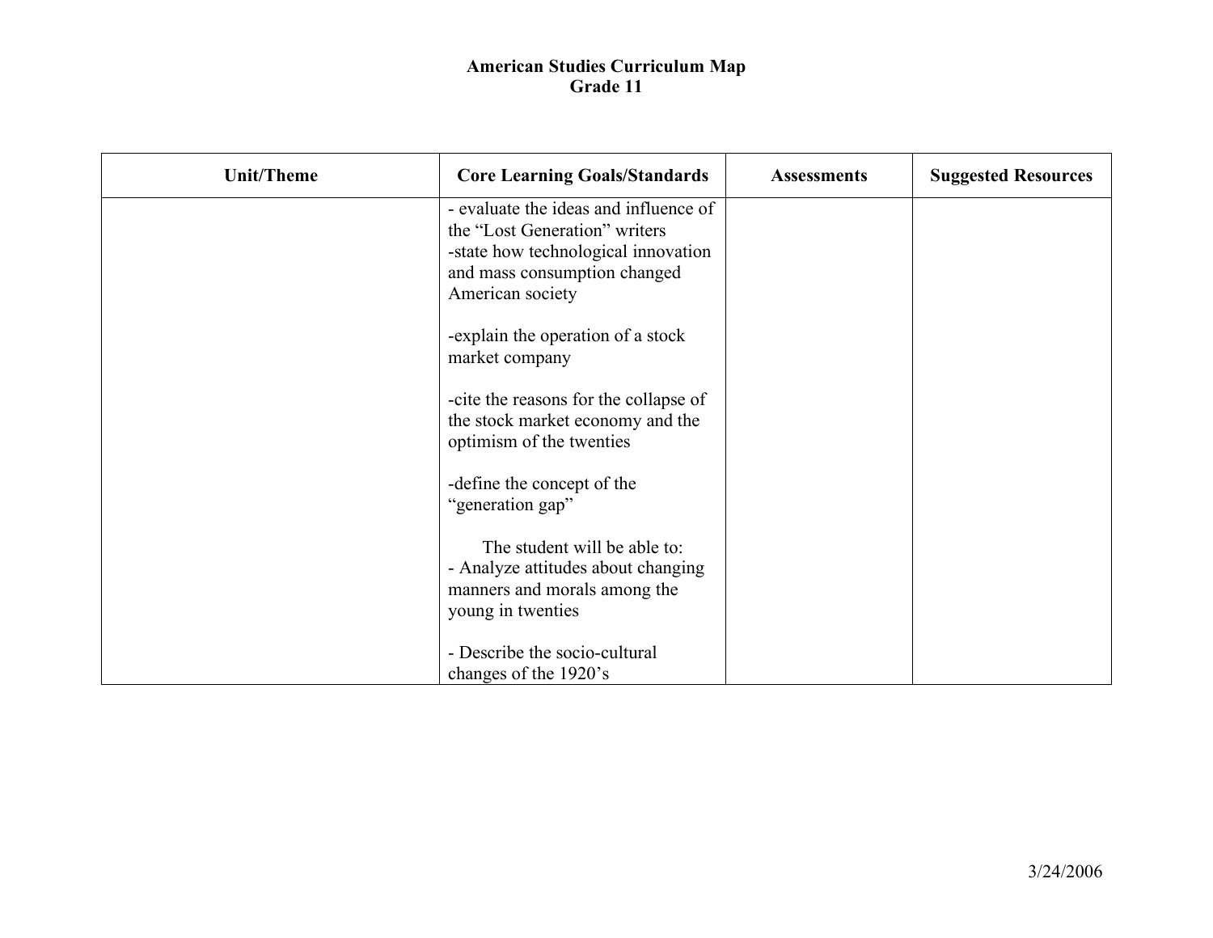**American Studies Curriculum Map**
**Grade 11**

| Unit/Theme | Core Learning Goals/Standards | Assessments | Suggested Resources |
|---|---|---|---|
| | - evaluate the ideas and influence of the "Lost Generation" writers<br>-state how technological innovation and mass consumption changed American society<br><br>-explain the operation of a stock market company<br><br>-cite the reasons for the collapse of the stock market economy and the optimism of the twenties<br><br>-define the concept of the "generation gap"<br><br>The student will be able to:<br>- Analyze attitudes about changing manners and morals among the young in twenties<br><br>- Describe the socio-cultural changes of the 1920's | | |

3/24/2006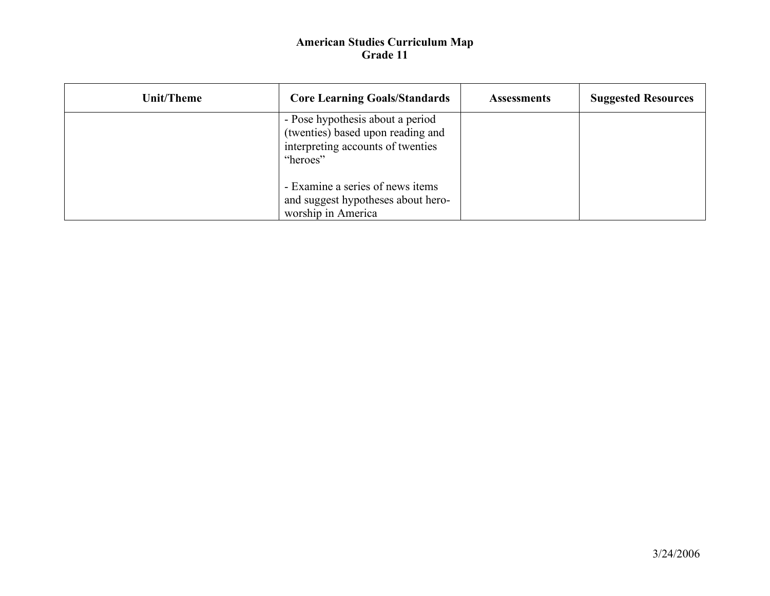**American Studies Curriculum Map**
**Grade 11**

| Unit/Theme | Core Learning Goals/Standards | Assessments | Suggested Resources |
|---|---|---|---|
| | - Pose hypothesis about a period (twenties) based upon reading and interpreting accounts of twenties "heroes"<br><br>- Examine a series of news items and suggest hypotheses about hero-worship in America | | |

3/24/2006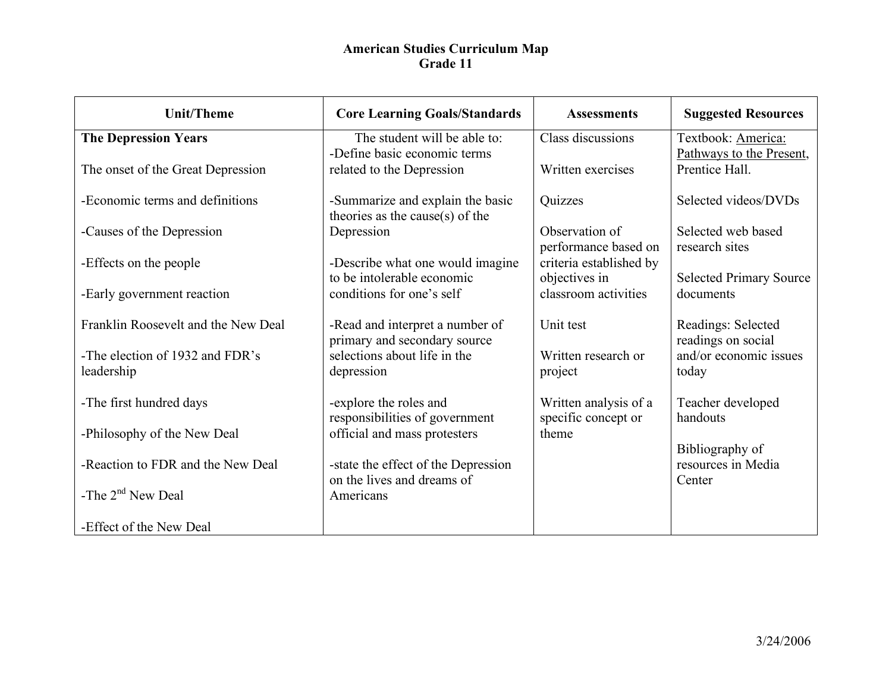**American Studies Curriculum Map**
**Grade 11**

| Unit/Theme | Core Learning Goals/Standards | Assessments | Suggested Resources |
|---|---|---|---|
| **The Depression Years**<br><br>The onset of the Great Depression<br><br>-Economic terms and definitions<br><br>-Causes of the Depression<br><br>-Effects on the people<br><br>-Early government reaction<br><br>Franklin Roosevelt and the New Deal<br><br>-The election of 1932 and FDR's leadership<br><br>-The first hundred days<br><br>-Philosophy of the New Deal<br><br>-Reaction to FDR and the New Deal<br><br>-The 2nd New Deal<br><br>-Effect of the New Deal | The student will be able to:<br>-Define basic economic terms related to the Depression<br><br>-Summarize and explain the basic theories as the cause(s) of the Depression<br><br>-Describe what one would imagine to be intolerable economic conditions for one's self<br><br>-Read and interpret a number of primary and secondary source selections about life in the depression<br><br>-explore the roles and responsibilities of government official and mass protesters<br><br>-state the effect of the Depression on the lives and dreams of Americans | Class discussions<br><br>Written exercises<br><br>Quizzes<br><br>Observation of performance based on criteria established by objectives in classroom activities<br><br>Unit test<br><br>Written research or project<br><br>Written analysis of a specific concept or theme | Textbook: America: Pathways to the Present, Prentice Hall.<br><br>Selected videos/DVDs<br><br>Selected web based research sites<br><br>Selected Primary Source documents<br><br>Readings: Selected readings on social and/or economic issues today<br><br>Teacher developed handouts<br><br>Bibliography of resources in Media Center |

3/24/2006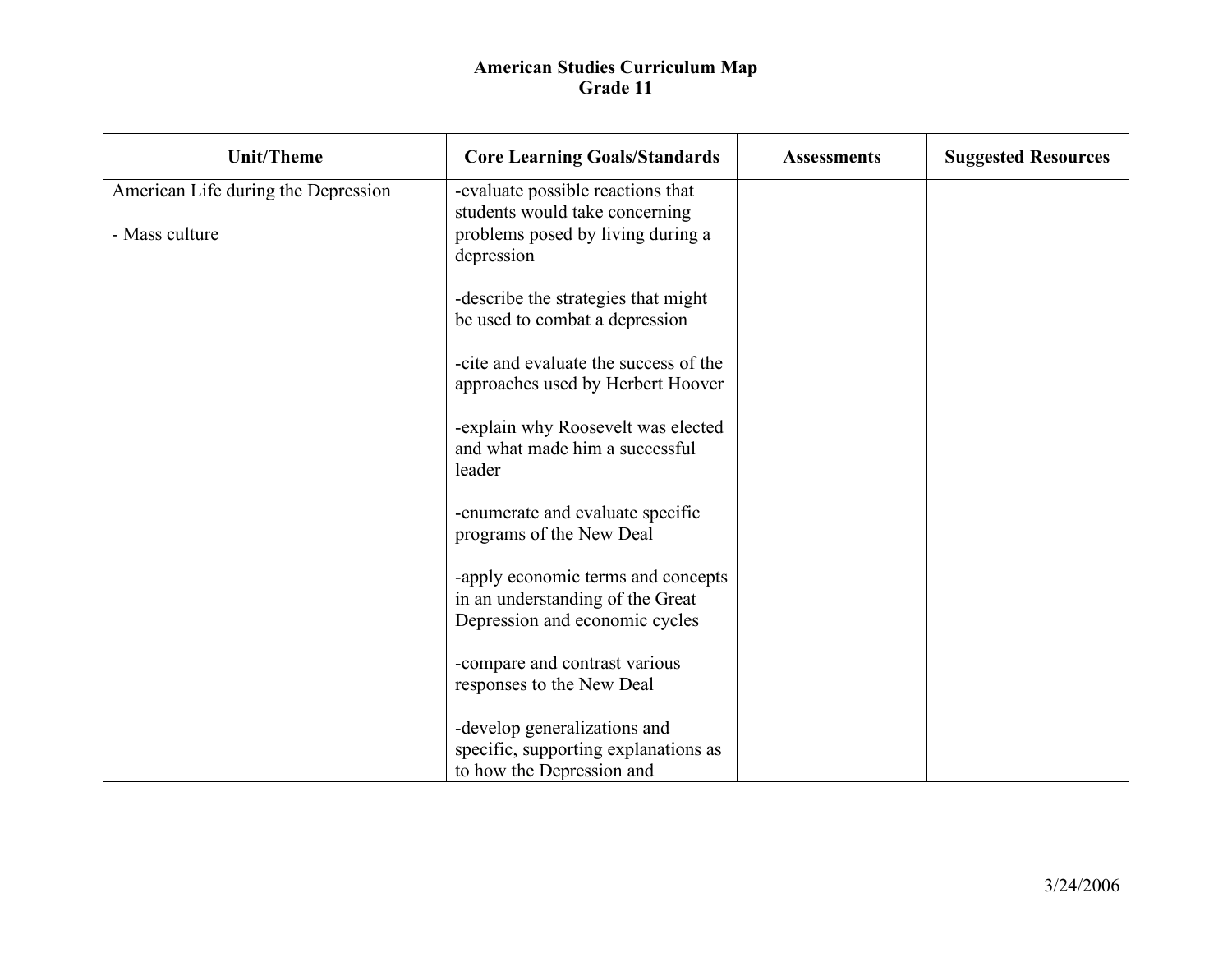**American Studies Curriculum Map**
**Grade 11**

| Unit/Theme | Core Learning Goals/Standards | Assessments | Suggested Resources |
| --- | --- | --- | --- |
| American Life during the Depression<br><br>- Mass culture | -evaluate possible reactions that students would take concerning problems posed by living during a depression<br><br>-describe the strategies that might be used to combat a depression<br><br>-cite and evaluate the success of the approaches used by Herbert Hoover<br><br>-explain why Roosevelt was elected and what made him a successful leader<br><br>-enumerate and evaluate specific programs of the New Deal<br><br>-apply economic terms and concepts in an understanding of the Great Depression and economic cycles<br><br>-compare and contrast various responses to the New Deal<br><br>-develop generalizations and specific, supporting explanations as to how the Depression and | | |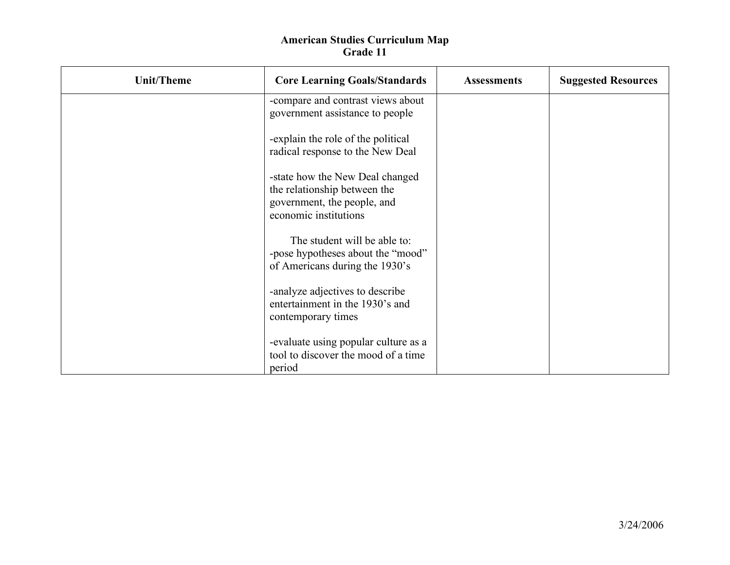**American Studies Curriculum Map**
**Grade 11**

| Unit/Theme | Core Learning Goals/Standards | Assessments | Suggested Resources |
| --- | --- | --- | --- |
| | -compare and contrast views about government assistance to people<br><br>-explain the role of the political radical response to the New Deal<br><br>-state how the New Deal changed the relationship between the government, the people, and economic institutions<br><br>The student will be able to:<br>-pose hypotheses about the "mood" of Americans during the 1930's<br><br>-analyze adjectives to describe entertainment in the 1930's and contemporary times<br><br>-evaluate using popular culture as a tool to discover the mood of a time period | | |

3/24/2006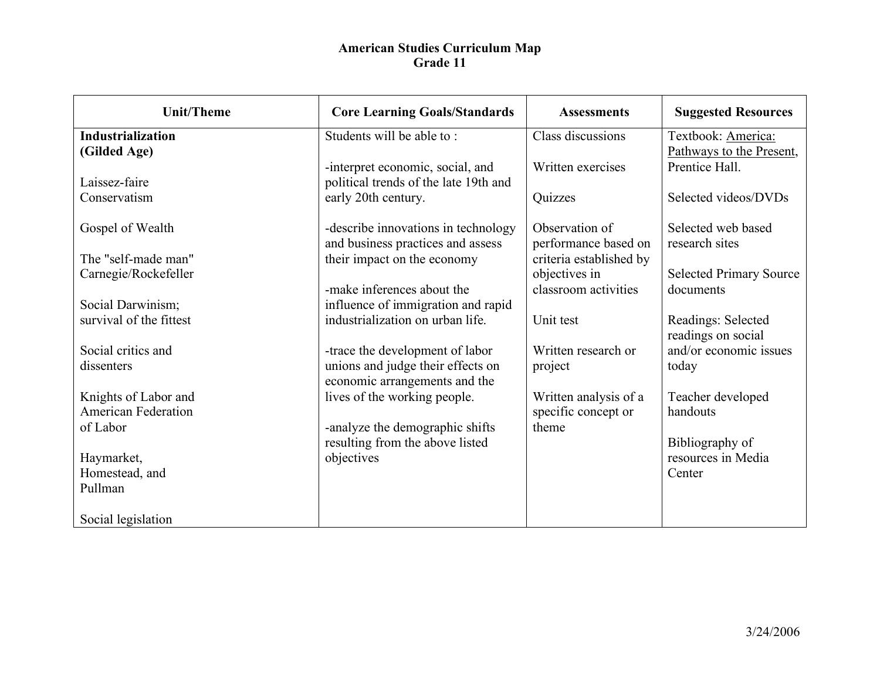# American Studies Curriculum Map
## Grade 11

| Unit/Theme | Core Learning Goals/Standards | Assessments | Suggested Resources |
|---|---|---|---|
| **Industrialization (Gilded Age)**<br><br>Laissez-faire Conservatism<br><br>Gospel of Wealth<br><br>The "self-made man" Carnegie/Rockefeller<br><br>Social Darwinism; survival of the fittest<br><br>Social critics and dissenters<br><br>Knights of Labor and American Federation of Labor<br><br>Haymarket, Homestead, and Pullman<br><br>Social legislation | Students will be able to :<br><br>-interpret economic, social, and political trends of the late 19th and early 20th century.<br><br>-describe innovations in technology and business practices and assess their impact on the economy<br><br>-make inferences about the influence of immigration and rapid industrialization on urban life.<br><br>-trace the development of labor unions and judge their effects on economic arrangements and the lives of the working people.<br><br>-analyze the demographic shifts resulting from the above listed objectives | Class discussions<br><br>Written exercises<br><br>Quizzes<br><br>Observation of performance based on criteria established by objectives in classroom activities<br><br>Unit test<br><br>Written research or project<br><br>Written analysis of a specific concept or theme | Textbook: America: Pathways to the Present, Prentice Hall.<br><br>Selected videos/DVDs<br><br>Selected web based research sites<br><br>Selected Primary Source documents<br><br>Readings: Selected readings on social and/or economic issues today<br><br>Teacher developed handouts<br><br>Bibliography of resources in Media Center |

3/24/2006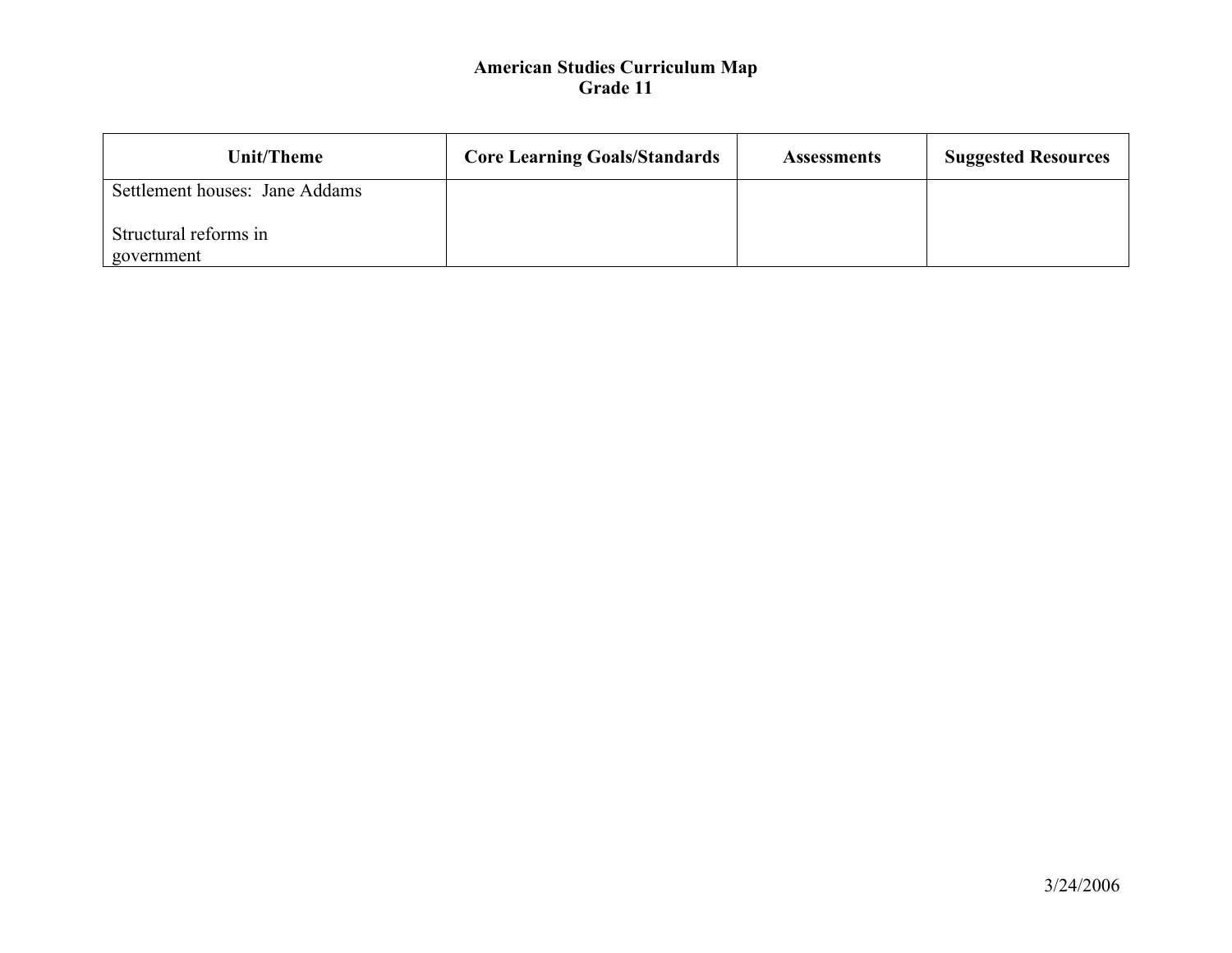**American Studies Curriculum Map**
**Grade 11**

| Unit/Theme | Core Learning Goals/Standards | Assessments | Suggested Resources |
| --- | --- | --- | --- |
| Settlement houses: Jane Addams<br><br>Structural reforms in government | | | |

3/24/2006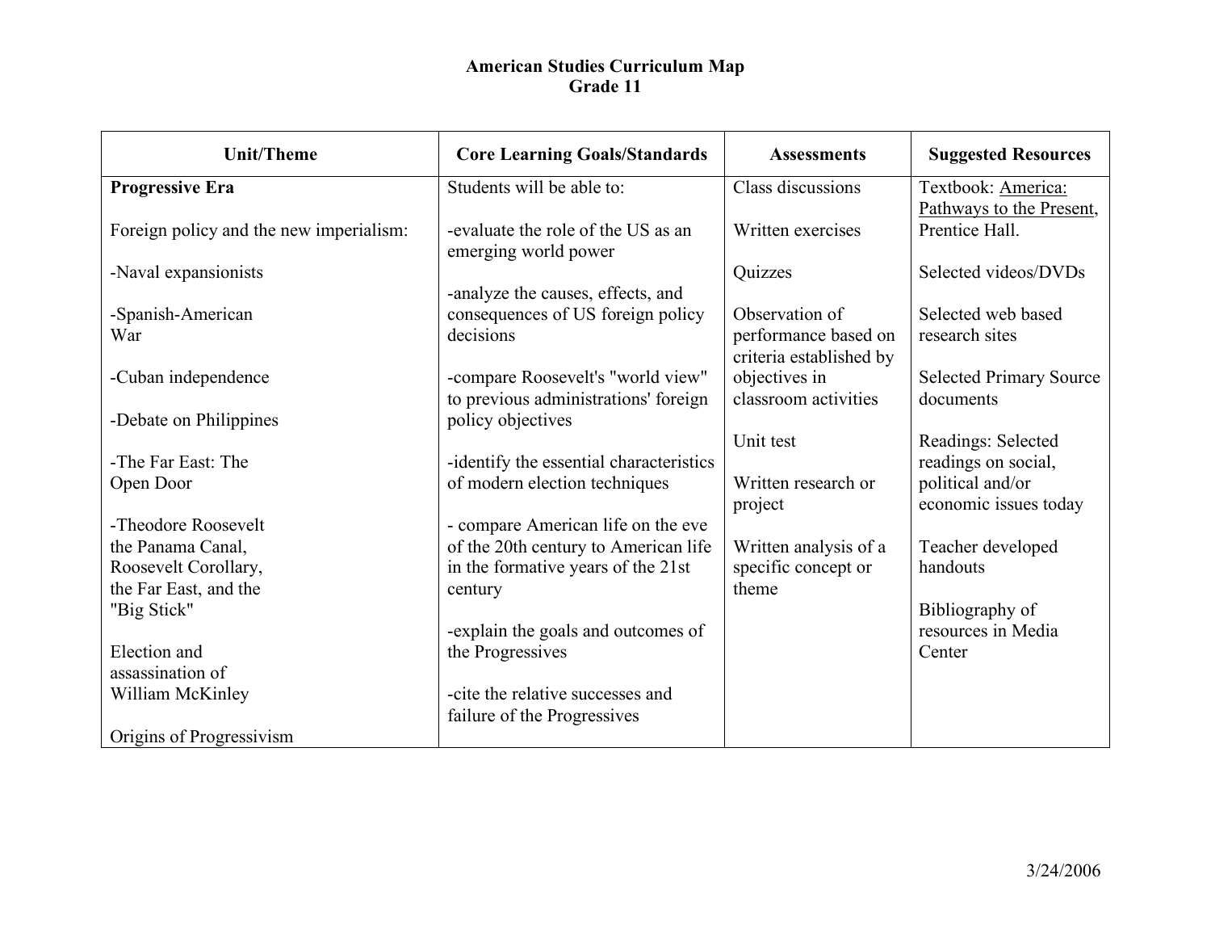# American Studies Curriculum Map
## Grade 11

| Unit/Theme | Core Learning Goals/Standards | Assessments | Suggested Resources |
|---|---|---|---|
| **Progressive Era**<br><br>Foreign policy and the new imperialism:<br><br>-Naval expansionists<br><br>-Spanish-American War<br><br>-Cuban independence<br><br>-Debate on Philippines<br><br>-The Far East: The Open Door<br><br>-Theodore Roosevelt the Panama Canal, Roosevelt Corollary, the Far East, and the "Big Stick"<br><br>Election and assassination of William McKinley<br><br>Origins of Progressivism | Students will be able to:<br><br>-evaluate the role of the US as an emerging world power<br><br>-analyze the causes, effects, and consequences of US foreign policy decisions<br><br>-compare Roosevelt's "world view" to previous administrations' foreign policy objectives<br><br>-identify the essential characteristics of modern election techniques<br><br>- compare American life on the eve of the 20th century to American life in the formative years of the 21st century<br><br>-explain the goals and outcomes of the Progressives<br><br>-cite the relative successes and failure of the Progressives | Class discussions<br><br>Written exercises<br><br>Quizzes<br><br>Observation of performance based on criteria established by objectives in classroom activities<br><br>Unit test<br><br>Written research or project<br><br>Written analysis of a specific concept or theme | Textbook: America: Pathways to the Present, Prentice Hall.<br><br>Selected videos/DVDs<br><br>Selected web based research sites<br><br>Selected Primary Source documents<br><br>Readings: Selected readings on social, political and/or economic issues today<br><br>Teacher developed handouts<br><br>Bibliography of resources in Media Center |

3/24/2006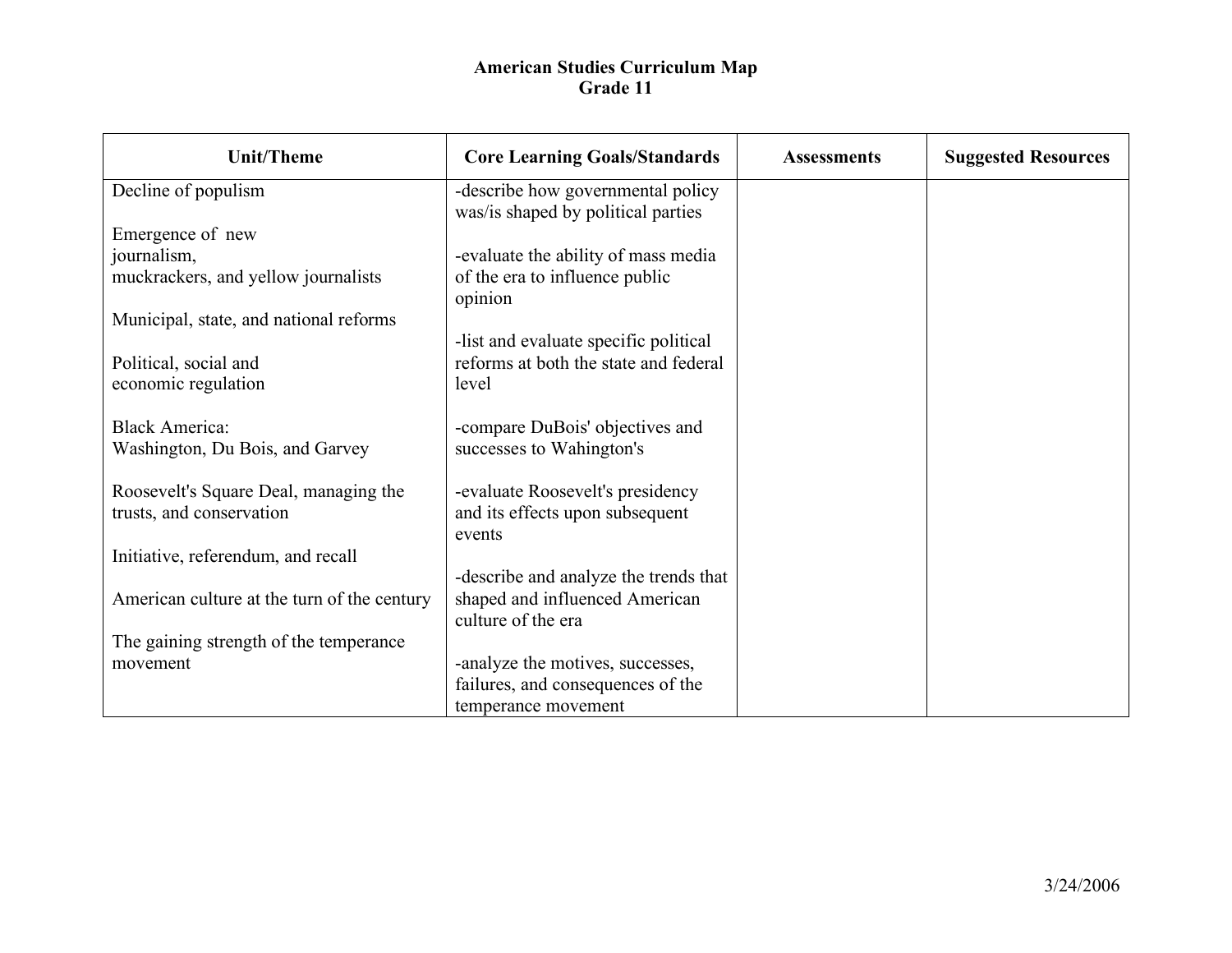**American Studies Curriculum Map**
**Grade 11**

| Unit/Theme | Core Learning Goals/Standards | Assessments | Suggested Resources |
|---|---|---|---|
| Decline of populism<br><br>Emergence of new journalism, muckrackers, and yellow journalists<br><br>Municipal, state, and national reforms<br><br>Political, social and economic regulation<br><br>Black America: Washington, Du Bois, and Garvey<br><br>Roosevelt's Square Deal, managing the trusts, and conservation<br><br>Initiative, referendum, and recall<br><br>American culture at the turn of the century<br><br>The gaining strength of the temperance movement | -describe how governmental policy was/is shaped by political parties<br><br>-evaluate the ability of mass media of the era to influence public opinion<br><br>-list and evaluate specific political reforms at both the state and federal level<br><br>-compare DuBois' objectives and successes to Wahington's<br><br>-evaluate Roosevelt's presidency and its effects upon subsequent events<br><br>-describe and analyze the trends that shaped and influenced American culture of the era<br><br>-analyze the motives, successes, failures, and consequences of the temperance movement | | |

3/24/2006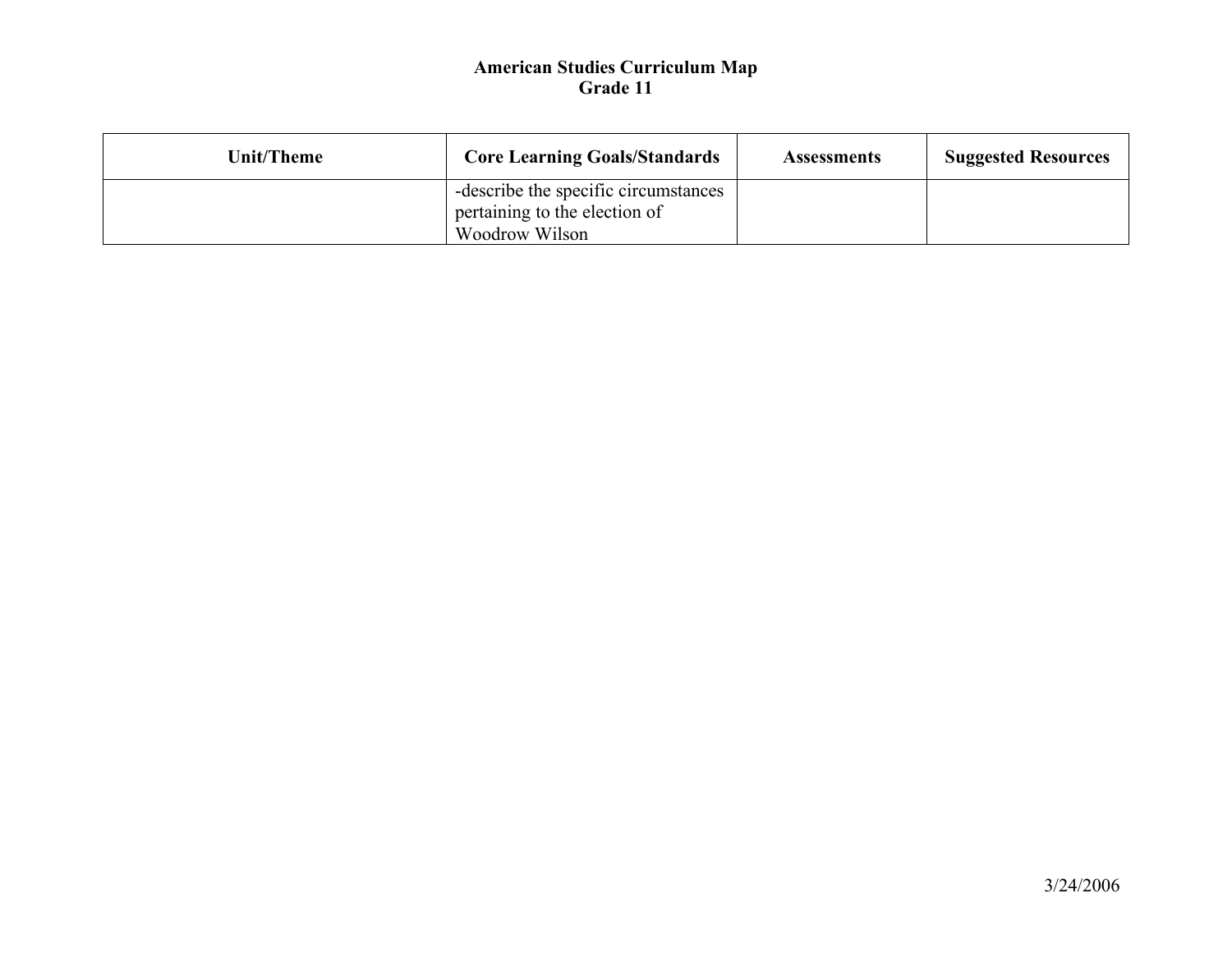**American Studies Curriculum Map**
**Grade 11**

| Unit/Theme | Core Learning Goals/Standards | Assessments | Suggested Resources |
|---|---|---|---|
| | -describe the specific circumstances pertaining to the election of Woodrow Wilson | | |

3/24/2006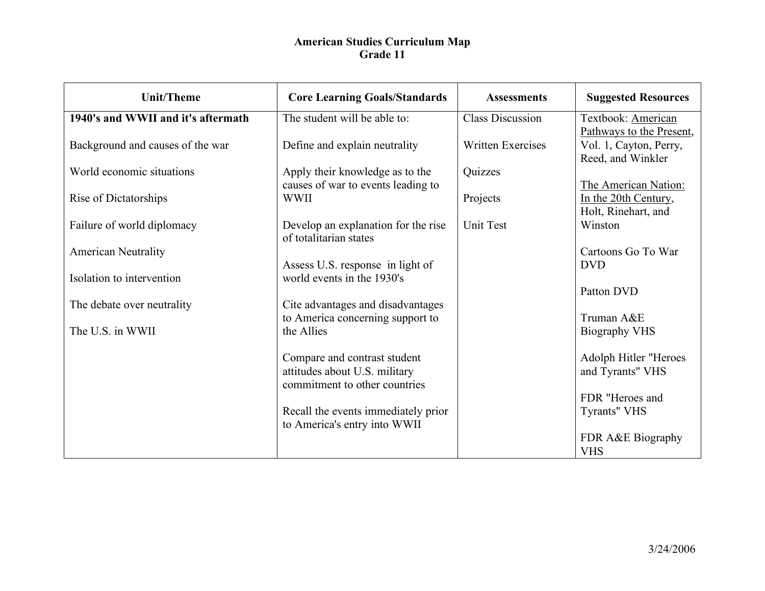# American Studies Curriculum Map
## Grade 11

| Unit/Theme | Core Learning Goals/Standards | Assessments | Suggested Resources |
|---|---|---|---|
| **1940's and WWII and it's aftermath**<br><br>Background and causes of the war<br><br>World economic situations<br><br>Rise of Dictatorships<br><br>Failure of world diplomacy<br><br>American Neutrality<br><br>Isolation to intervention<br><br>The debate over neutrality<br><br>The U.S. in WWII | The student will be able to:<br><br>Define and explain neutrality<br><br>Apply their knowledge as to the causes of war to events leading to WWII<br><br>Develop an explanation for the rise of totalitarian states<br><br>Assess U.S. response in light of world events in the 1930's<br><br>Cite advantages and disadvantages to America concerning support to the Allies<br><br>Compare and contrast student attitudes about U.S. military commitment to other countries<br><br>Recall the events immediately prior to America's entry into WWII | Class Discussion<br><br>Written Exercises<br><br>Quizzes<br><br>Projects<br><br>Unit Test | Textbook: American Pathways to the Present, Vol. 1, Cayton, Perry, Reed, and Winkler<br><br>The American Nation: In the 20th Century, Holt, Rinehart, and Winston<br><br>Cartoons Go To War DVD<br><br>Patton DVD<br><br>Truman A&E Biography VHS<br><br>Adolph Hitler "Heroes and Tyrants" VHS<br><br>FDR "Heroes and Tyrants" VHS<br><br>FDR A&E Biography VHS |

3/24/2006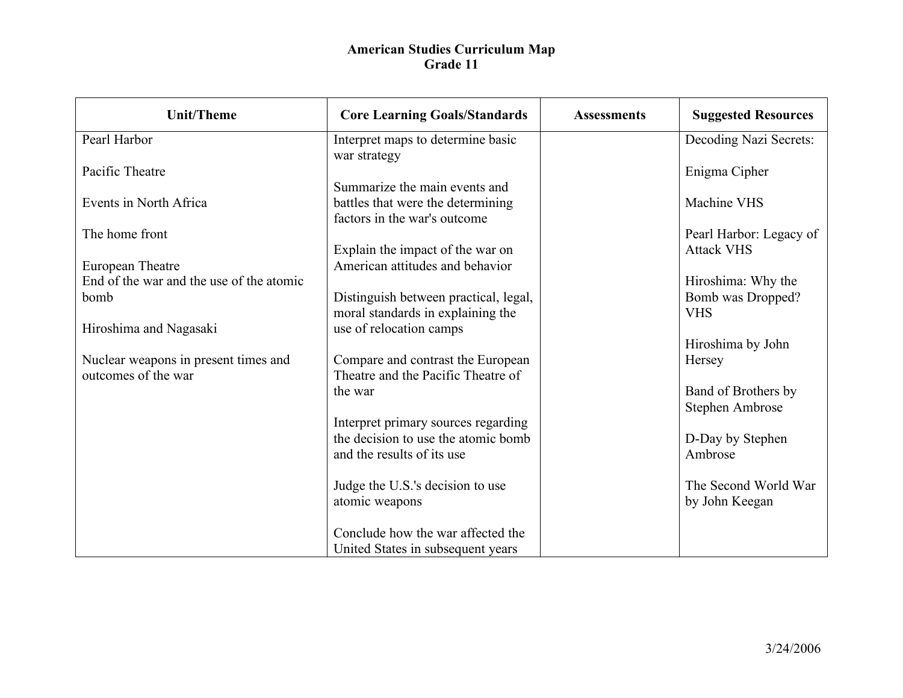# American Studies Curriculum Map
## Grade 11

| Unit/Theme | Core Learning Goals/Standards | Assessments | Suggested Resources |
|---|---|---|---|
| Pearl Harbor<br><br>Pacific Theatre<br><br>Events in North Africa<br><br>The home front<br><br>European Theatre<br>End of the war and the use of the atomic bomb<br><br>Hiroshima and Nagasaki<br><br>Nuclear weapons in present times and outcomes of the war | Interpret maps to determine basic war strategy<br><br>Summarize the main events and battles that were the determining factors in the war's outcome<br><br>Explain the impact of the war on American attitudes and behavior<br><br>Distinguish between practical, legal, moral standards in explaining the use of relocation camps<br><br>Compare and contrast the European Theatre and the Pacific Theatre of the war<br><br>Interpret primary sources regarding the decision to use the atomic bomb and the results of its use<br><br>Judge the U.S.'s decision to use atomic weapons<br><br>Conclude how the war affected the United States in subsequent years | | Decoding Nazi Secrets:<br><br>Enigma Cipher<br><br>Machine VHS<br><br>Pearl Harbor: Legacy of Attack VHS<br><br>Hiroshima: Why the Bomb was Dropped? VHS<br><br>Hiroshima by John Hersey<br><br>Band of Brothers by Stephen Ambrose<br><br>D-Day by Stephen Ambrose<br><br>The Second World War by John Keegan |

3/24/2006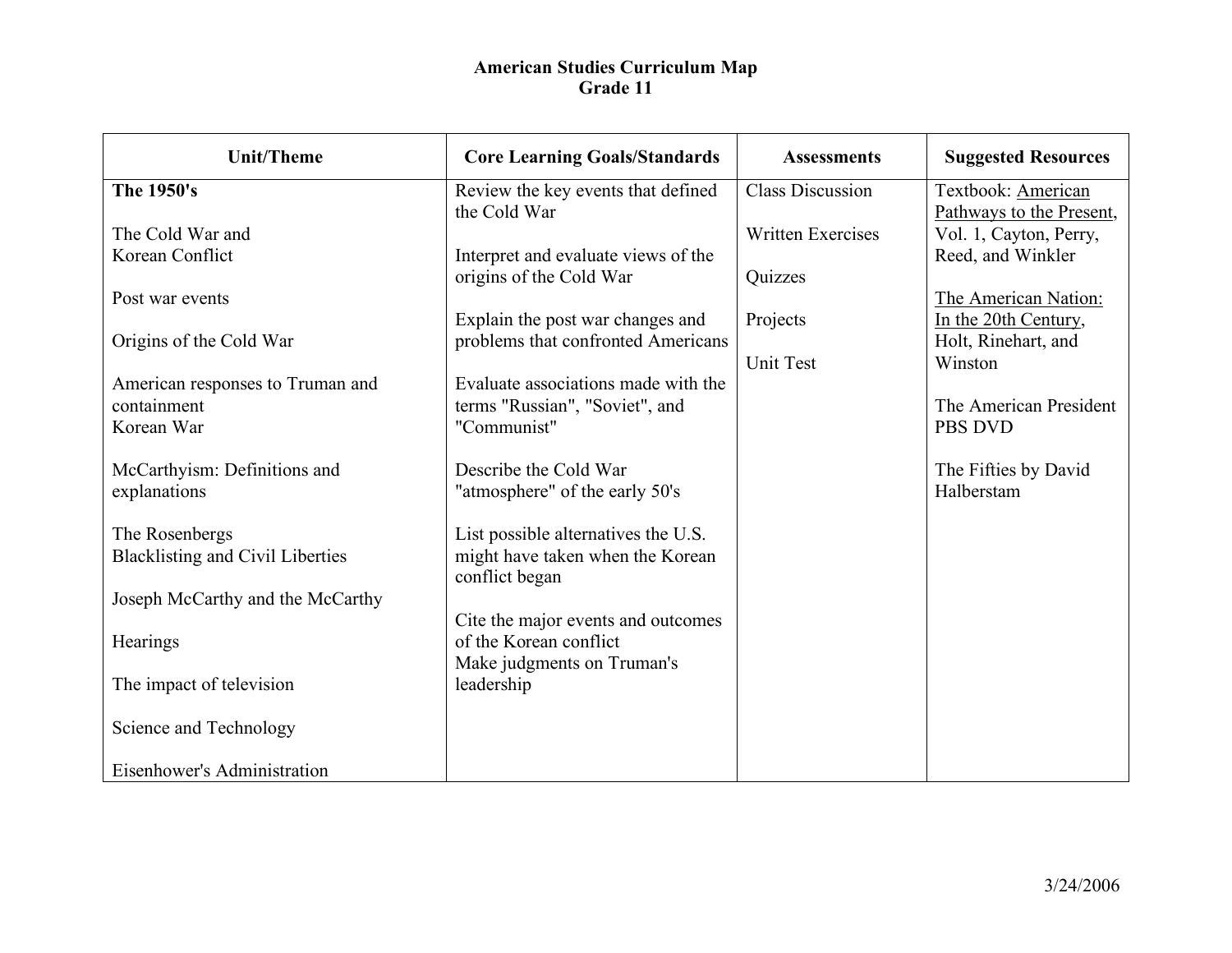**American Studies Curriculum Map**
**Grade 11**

| Unit/Theme | Core Learning Goals/Standards | Assessments | Suggested Resources |
|---|---|---|---|
| **The 1950's**<br><br>The Cold War and Korean Conflict<br><br>Post war events<br><br>Origins of the Cold War<br><br>American responses to Truman and containment<br>Korean War<br><br>McCarthyism: Definitions and explanations<br><br>The Rosenbergs<br>Blacklisting and Civil Liberties<br><br>Joseph McCarthy and the McCarthy<br><br>Hearings<br><br>The impact of television<br><br>Science and Technology<br><br>Eisenhower's Administration | Review the key events that defined the Cold War<br><br>Interpret and evaluate views of the origins of the Cold War<br><br>Explain the post war changes and problems that confronted Americans<br><br>Evaluate associations made with the terms "Russian", "Soviet", and "Communist"<br><br>Describe the Cold War "atmosphere" of the early 50's<br><br>List possible alternatives the U.S. might have taken when the Korean conflict began<br><br>Cite the major events and outcomes of the Korean conflict<br>Make judgments on Truman's leadership | Class Discussion<br><br>Written Exercises<br><br>Quizzes<br><br>Projects<br><br>Unit Test | Textbook: American Pathways to the Present, Vol. 1, Cayton, Perry, Reed, and Winkler<br><br>The American Nation: In the 20th Century, Holt, Rinehart, and Winston<br><br>The American President PBS DVD<br><br>The Fifties by David Halberstam |

3/24/2006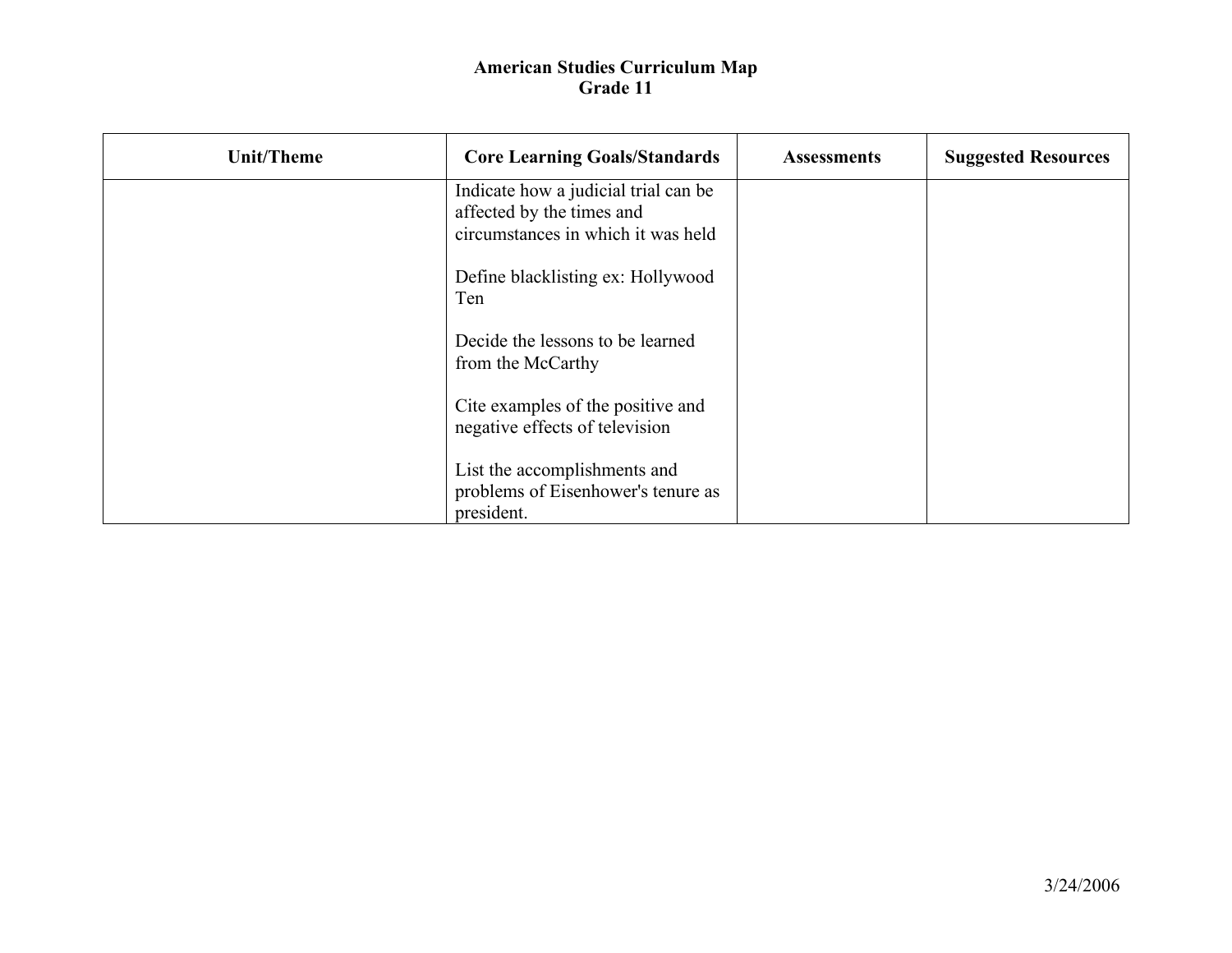# American Studies Curriculum Map
## Grade 11

| Unit/Theme | Core Learning Goals/Standards | Assessments | Suggested Resources |
|---|---|---|---|
| | Indicate how a judicial trial can be affected by the times and circumstances in which it was held<br><br>Define blacklisting ex: Hollywood Ten<br><br>Decide the lessons to be learned from the McCarthy<br><br>Cite examples of the positive and negative effects of television<br><br>List the accomplishments and problems of Eisenhower's tenure as president. | | |

3/24/2006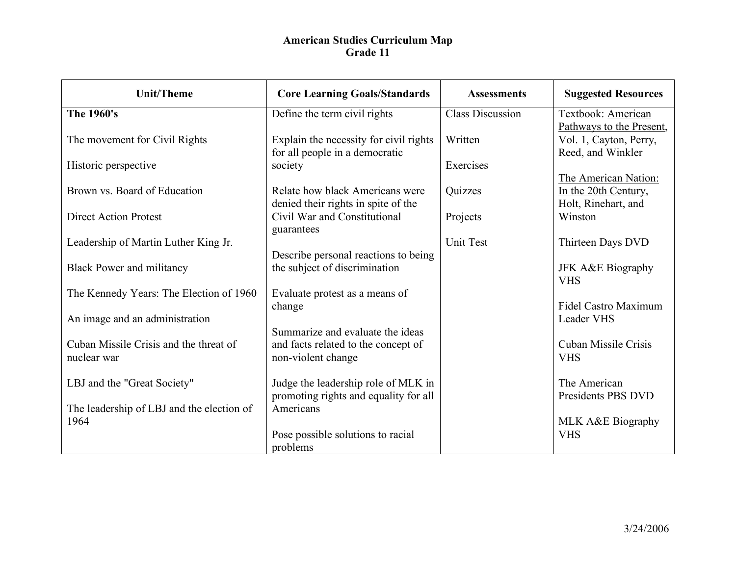# American Studies Curriculum Map
## Grade 11

| Unit/Theme | Core Learning Goals/Standards | Assessments | Suggested Resources |
|---|---|---|---|
| **The 1960's**<br><br>The movement for Civil Rights<br><br>Historic perspective<br><br>Brown vs. Board of Education<br><br>Direct Action Protest<br><br>Leadership of Martin Luther King Jr.<br><br>Black Power and militancy<br><br>The Kennedy Years: The Election of 1960<br><br>An image and an administration<br><br>Cuban Missile Crisis and the threat of nuclear war<br><br>LBJ and the "Great Society"<br><br>The leadership of LBJ and the election of 1964 | Define the term civil rights<br><br>Explain the necessity for civil rights for all people in a democratic society<br><br>Relate how black Americans were denied their rights in spite of the Civil War and Constitutional guarantees<br><br>Describe personal reactions to being the subject of discrimination<br><br>Evaluate protest as a means of change<br><br>Summarize and evaluate the ideas and facts related to the concept of non-violent change<br><br>Judge the leadership role of MLK in promoting rights and equality for all Americans<br><br>Pose possible solutions to racial problems | Class Discussion<br><br>Written<br><br>Exercises<br><br>Quizzes<br><br>Projects<br><br>Unit Test | Textbook: American Pathways to the Present, Vol. 1, Cayton, Perry, Reed, and Winkler<br><br>The American Nation: In the 20th Century, Holt, Rinehart, and Winston<br><br>Thirteen Days DVD<br><br>JFK A&E Biography VHS<br><br>Fidel Castro Maximum Leader VHS<br><br>Cuban Missile Crisis VHS<br><br>The American Presidents PBS DVD<br><br>MLK A&E Biography VHS |

3/24/2006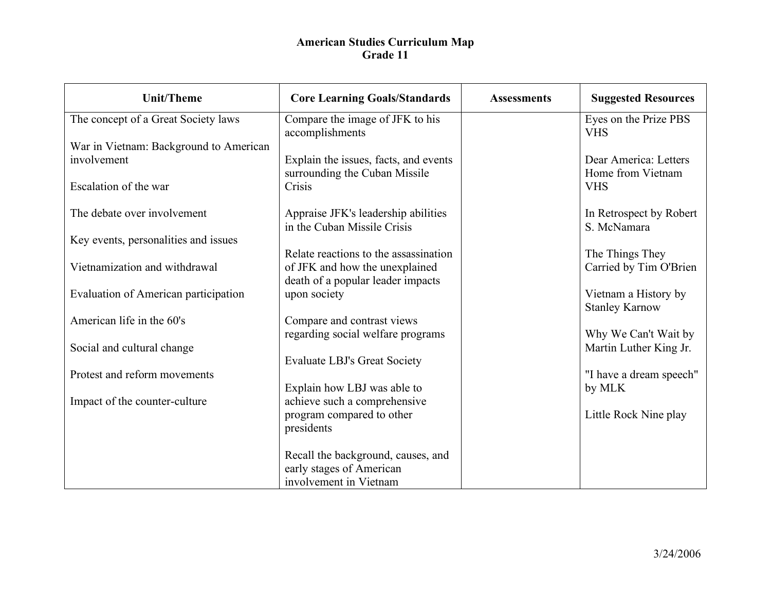**American Studies Curriculum Map**
**Grade 11**

| Unit/Theme | Core Learning Goals/Standards | Assessments | Suggested Resources |
|---|---|---|---|
| The concept of a Great Society laws<br><br>War in Vietnam: Background to American involvement<br><br>Escalation of the war<br><br>The debate over involvement<br><br>Key events, personalities and issues<br><br>Vietnamization and withdrawal<br><br>Evaluation of American participation<br><br>American life in the 60's<br><br>Social and cultural change<br><br>Protest and reform movements<br><br>Impact of the counter-culture | Compare the image of JFK to his accomplishments<br><br>Explain the issues, facts, and events surrounding the Cuban Missile Crisis<br><br>Appraise JFK's leadership abilities in the Cuban Missile Crisis<br><br>Relate reactions to the assassination of JFK and how the unexplained death of a popular leader impacts upon society<br><br>Compare and contrast views regarding social welfare programs<br><br>Evaluate LBJ's Great Society<br><br>Explain how LBJ was able to achieve such a comprehensive program compared to other presidents<br><br>Recall the background, causes, and early stages of American involvement in Vietnam | | Eyes on the Prize PBS VHS<br><br>Dear America: Letters Home from Vietnam VHS<br><br>In Retrospect by Robert S. McNamara<br><br>The Things They Carried by Tim O'Brien<br><br>Vietnam a History by Stanley Karnow<br><br>Why We Can't Wait by Martin Luther King Jr.<br><br>"I have a dream speech" by MLK<br><br>Little Rock Nine play |

3/24/2006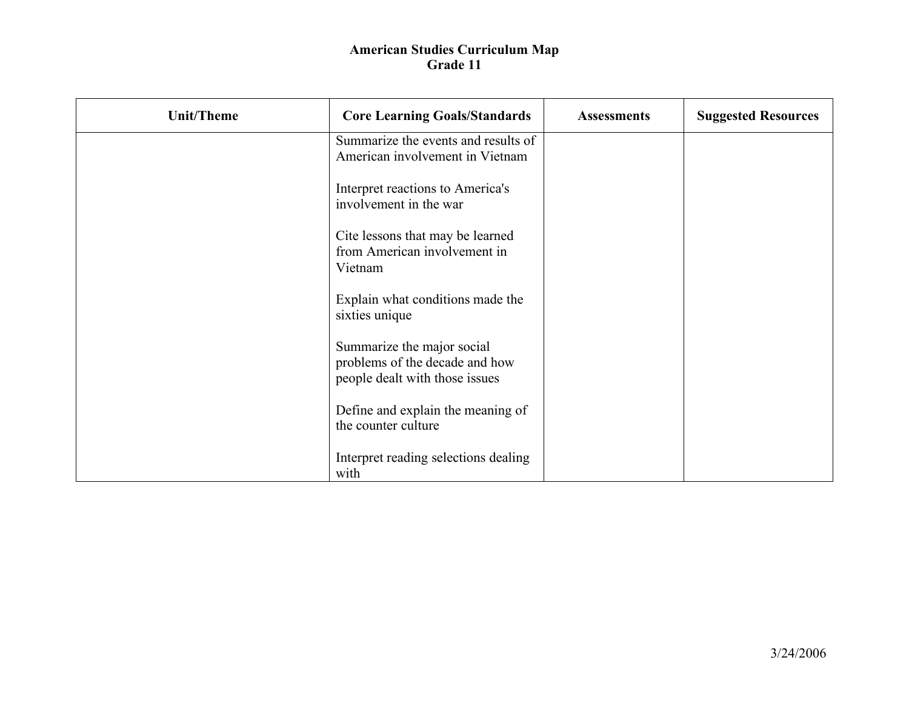**American Studies Curriculum Map**
**Grade 11**

| Unit/Theme | Core Learning Goals/Standards | Assessments | Suggested Resources |
|---|---|---|---|
| | Summarize the events and results of American involvement in Vietnam<br><br>Interpret reactions to America's involvement in the war<br><br>Cite lessons that may be learned from American involvement in Vietnam<br><br>Explain what conditions made the sixties unique<br><br>Summarize the major social problems of the decade and how people dealt with those issues<br><br>Define and explain the meaning of the counter culture<br><br>Interpret reading selections dealing with | | |

3/24/2006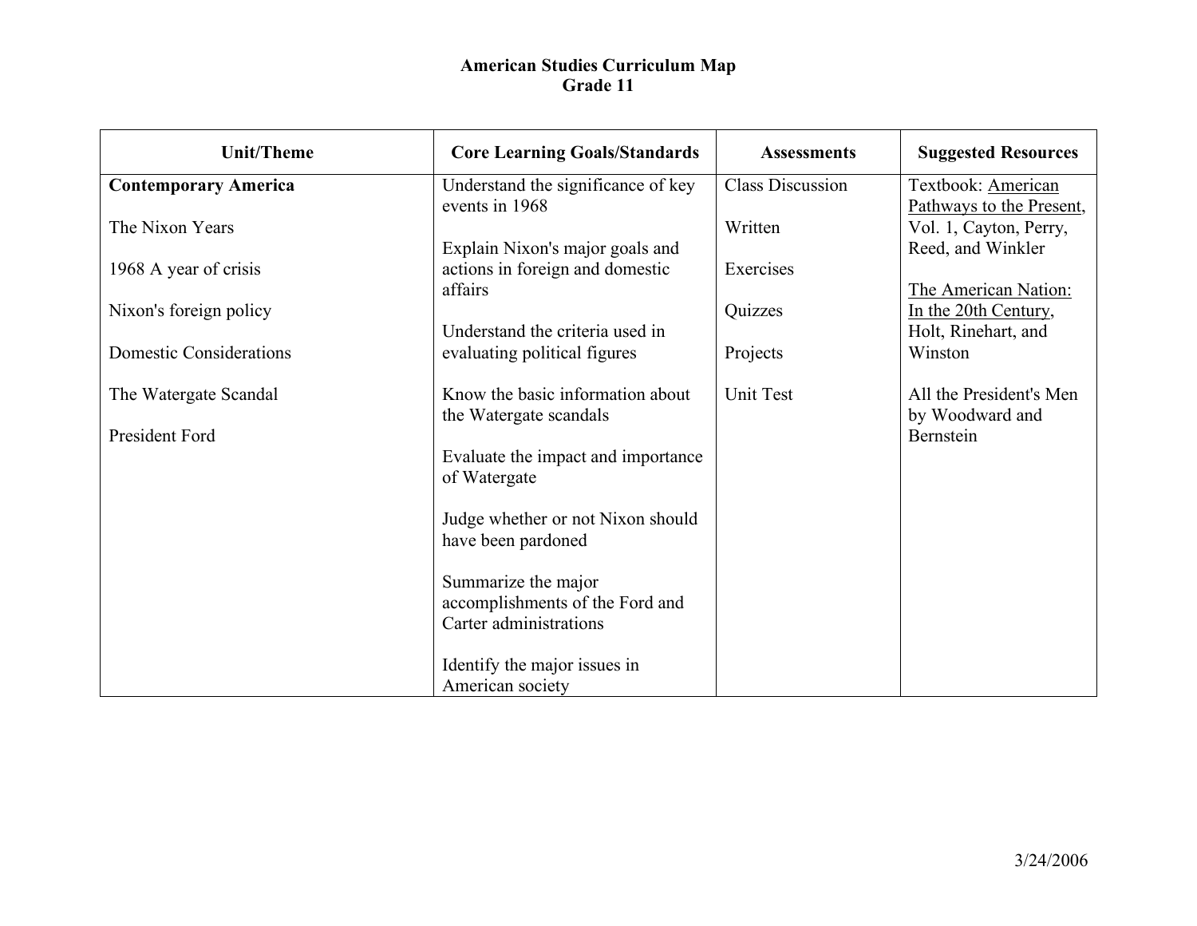**American Studies Curriculum Map**
**Grade 11**

| Unit/Theme | Core Learning Goals/Standards | Assessments | Suggested Resources |
|---|---|---|---|
| **Contemporary America**<br><br>The Nixon Years<br><br>1968 A year of crisis<br><br>Nixon's foreign policy<br><br>Domestic Considerations<br><br>The Watergate Scandal<br><br>President Ford | Understand the significance of key events in 1968<br><br>Explain Nixon's major goals and actions in foreign and domestic affairs<br><br>Understand the criteria used in evaluating political figures<br><br>Know the basic information about the Watergate scandals<br><br>Evaluate the impact and importance of Watergate<br><br>Judge whether or not Nixon should have been pardoned<br><br>Summarize the major accomplishments of the Ford and Carter administrations<br><br>Identify the major issues in American society | Class Discussion<br><br>Written<br><br>Exercises<br><br>Quizzes<br><br>Projects<br><br>Unit Test | Textbook: American Pathways to the Present, Vol. 1, Cayton, Perry, Reed, and Winkler<br><br>The American Nation: In the 20th Century, Holt, Rinehart, and Winston<br><br>All the President's Men by Woodward and Bernstein |

3/24/2006